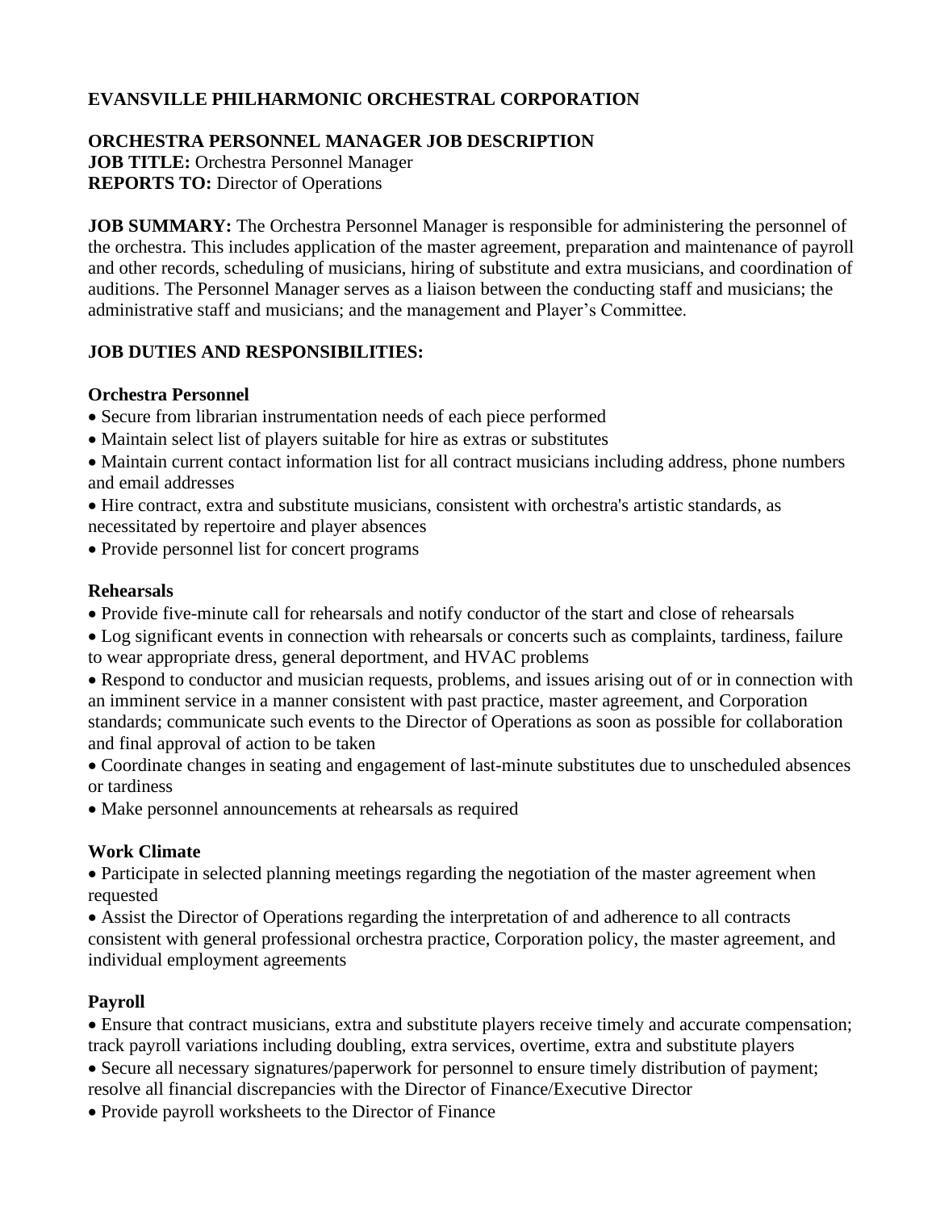## EVANSVILLE PHILHARMONIC ORCHESTRAL CORPORATION

## ORCHESTRA PERSONNEL MANAGER JOB DESCRIPTION

**JOB TITLE:** Orchestra Personnel Manager
**REPORTS TO:** Director of Operations

**JOB SUMMARY:** The Orchestra Personnel Manager is responsible for administering the personnel of the orchestra. This includes application of the master agreement, preparation and maintenance of payroll and other records, scheduling of musicians, hiring of substitute and extra musicians, and coordination of auditions. The Personnel Manager serves as a liaison between the conducting staff and musicians; the administrative staff and musicians; and the management and Player's Committee.

### JOB DUTIES AND RESPONSIBILITIES:

**Orchestra Personnel**

- Secure from librarian instrumentation needs of each piece performed
- Maintain select list of players suitable for hire as extras or substitutes
- Maintain current contact information list for all contract musicians including address, phone numbers and email addresses
- Hire contract, extra and substitute musicians, consistent with orchestra's artistic standards, as necessitated by repertoire and player absences
- Provide personnel list for concert programs

**Rehearsals**

- Provide five-minute call for rehearsals and notify conductor of the start and close of rehearsals
- Log significant events in connection with rehearsals or concerts such as complaints, tardiness, failure to wear appropriate dress, general deportment, and HVAC problems
- Respond to conductor and musician requests, problems, and issues arising out of or in connection with an imminent service in a manner consistent with past practice, master agreement, and Corporation standards; communicate such events to the Director of Operations as soon as possible for collaboration and final approval of action to be taken
- Coordinate changes in seating and engagement of last-minute substitutes due to unscheduled absences or tardiness
- Make personnel announcements at rehearsals as required

**Work Climate**

- Participate in selected planning meetings regarding the negotiation of the master agreement when requested
- Assist the Director of Operations regarding the interpretation of and adherence to all contracts consistent with general professional orchestra practice, Corporation policy, the master agreement, and individual employment agreements

**Payroll**

- Ensure that contract musicians, extra and substitute players receive timely and accurate compensation; track payroll variations including doubling, extra services, overtime, extra and substitute players
- Secure all necessary signatures/paperwork for personnel to ensure timely distribution of payment; resolve all financial discrepancies with the Director of Finance/Executive Director
- Provide payroll worksheets to the Director of Finance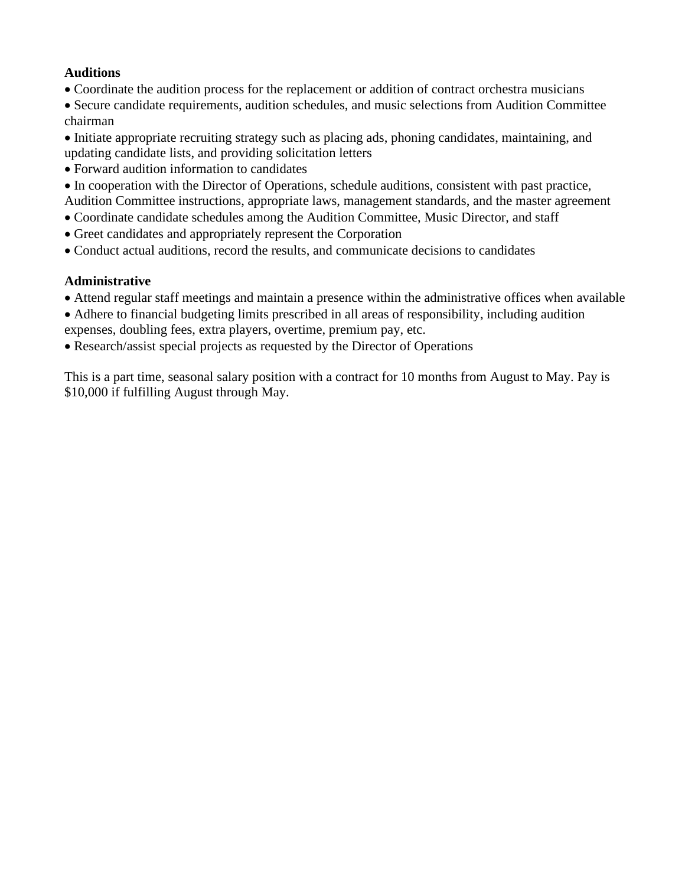**Auditions**

- Coordinate the audition process for the replacement or addition of contract orchestra musicians
- Secure candidate requirements, audition schedules, and music selections from Audition Committee chairman
- Initiate appropriate recruiting strategy such as placing ads, phoning candidates, maintaining, and updating candidate lists, and providing solicitation letters
- Forward audition information to candidates
- In cooperation with the Director of Operations, schedule auditions, consistent with past practice, Audition Committee instructions, appropriate laws, management standards, and the master agreement
- Coordinate candidate schedules among the Audition Committee, Music Director, and staff
- Greet candidates and appropriately represent the Corporation
- Conduct actual auditions, record the results, and communicate decisions to candidates

**Administrative**

- Attend regular staff meetings and maintain a presence within the administrative offices when available
- Adhere to financial budgeting limits prescribed in all areas of responsibility, including audition expenses, doubling fees, extra players, overtime, premium pay, etc.
- Research/assist special projects as requested by the Director of Operations

This is a part time, seasonal salary position with a contract for 10 months from August to May. Pay is $10,000 if fulfilling August through May.